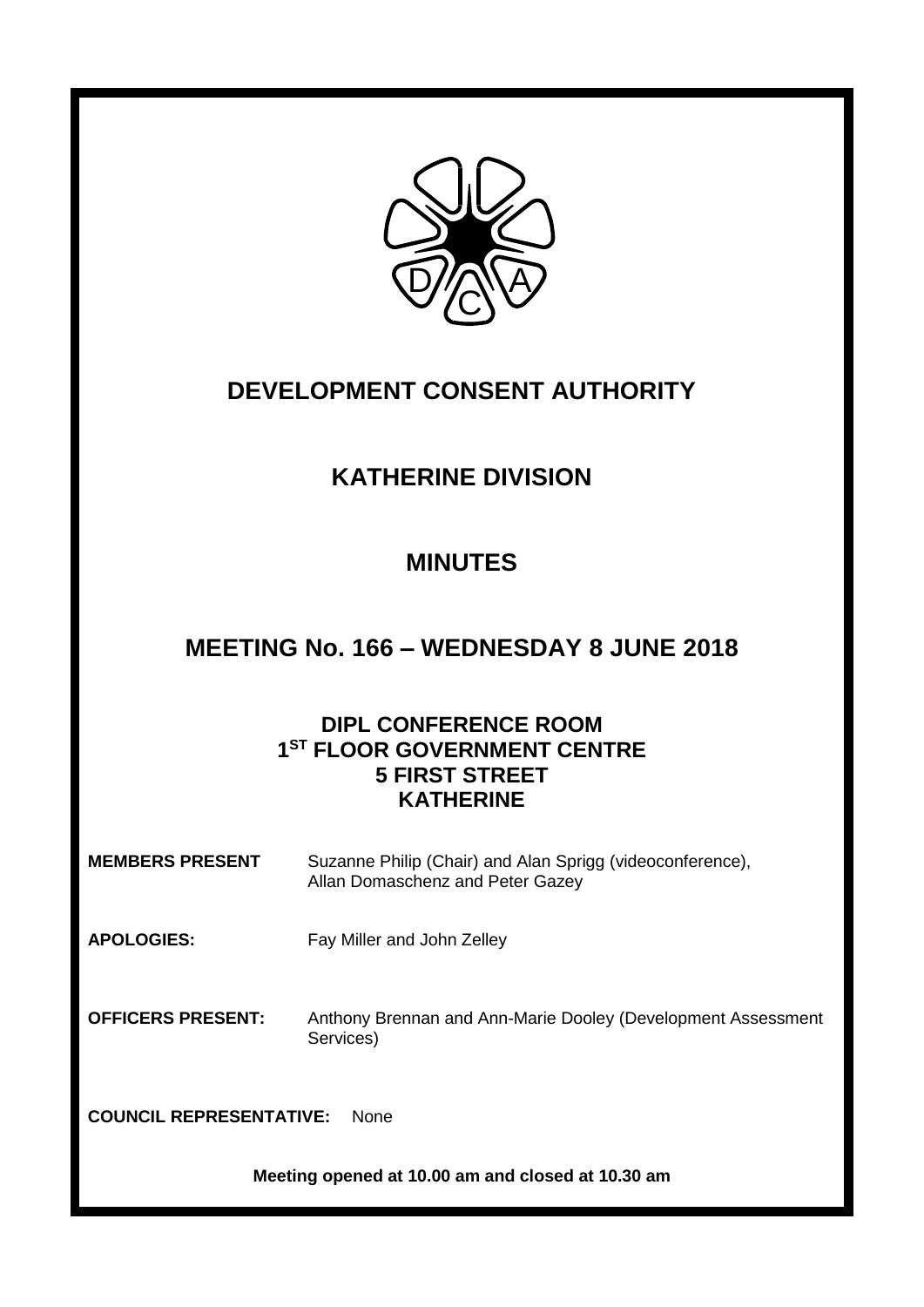# DEVELOPMENT CONSENT AUTHORITY

## KATHERINE DIVISION

## MINUTES

## MEETING No. 166 – WEDNESDAY 8 JUNE 2018

**DIPL CONFERENCE ROOM**
**1ST FLOOR GOVERNMENT CENTRE**
**5 FIRST STREET**
**KATHERINE**

**MEMBERS PRESENT** Suzanne Philip (Chair) and Alan Sprigg (videoconference), Allan Domaschenz and Peter Gazey

**APOLOGIES:** Fay Miller and John Zelley

**OFFICERS PRESENT:** Anthony Brennan and Ann-Marie Dooley (Development Assessment Services)

**COUNCIL REPRESENTATIVE:** None

**Meeting opened at 10.00 am and closed at 10.30 am**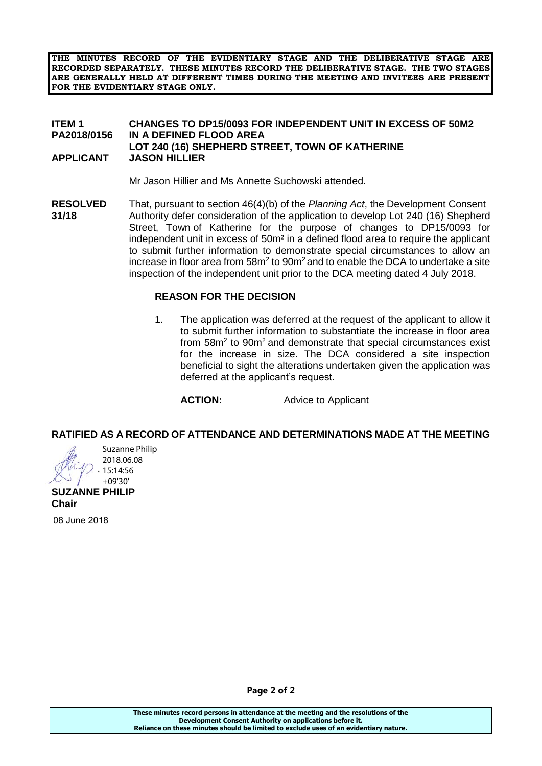**THE MINUTES RECORD OF THE EVIDENTIARY STAGE AND THE DELIBERATIVE STAGE ARE RECORDED SEPARATELY. THESE MINUTES RECORD THE DELIBERATIVE STAGE. THE TWO STAGES ARE GENERALLY HELD AT DIFFERENT TIMES DURING THE MEETING AND INVITEES ARE PRESENT FOR THE EVIDENTIARY STAGE ONLY.**

**ITEM 1** **CHANGES TO DP15/0093 FOR INDEPENDENT UNIT IN EXCESS OF 50M2**
**PA2018/0156** **IN A DEFINED FLOOD AREA**
**LOT 240 (16) SHEPHERD STREET, TOWN OF KATHERINE**
**APPLICANT** **JASON HILLIER**

Mr Jason Hillier and Ms Annette Suchowski attended.

**RESOLVED 31/18** That, pursuant to section 46(4)(b) of the *Planning Act*, the Development Consent Authority defer consideration of the application to develop Lot 240 (16) Shepherd Street, Town of Katherine for the purpose of changes to DP15/0093 for independent unit in excess of 50m² in a defined flood area to require the applicant to submit further information to demonstrate special circumstances to allow an increase in floor area from 58m² to 90m² and to enable the DCA to undertake a site inspection of the independent unit prior to the DCA meeting dated 4 July 2018.

**REASON FOR THE DECISION**

1. The application was deferred at the request of the applicant to allow it to submit further information to substantiate the increase in floor area from 58m² to 90m² and demonstrate that special circumstances exist for the increase in size. The DCA considered a site inspection beneficial to sight the alterations undertaken given the application was deferred at the applicant's request.

**ACTION:** Advice to Applicant

**RATIFIED AS A RECORD OF ATTENDANCE AND DETERMINATIONS MADE AT THE MEETING**

Suzanne Philip
2018.06.08
15:14:56
+09'30'

**SUZANNE PHILIP**
**Chair**

08 June 2018

**These minutes record persons in attendance at the meeting and the resolutions of the Development Consent Authority on applications before it.**
**Reliance on these minutes should be limited to exclude uses of an evidentiary nature.**